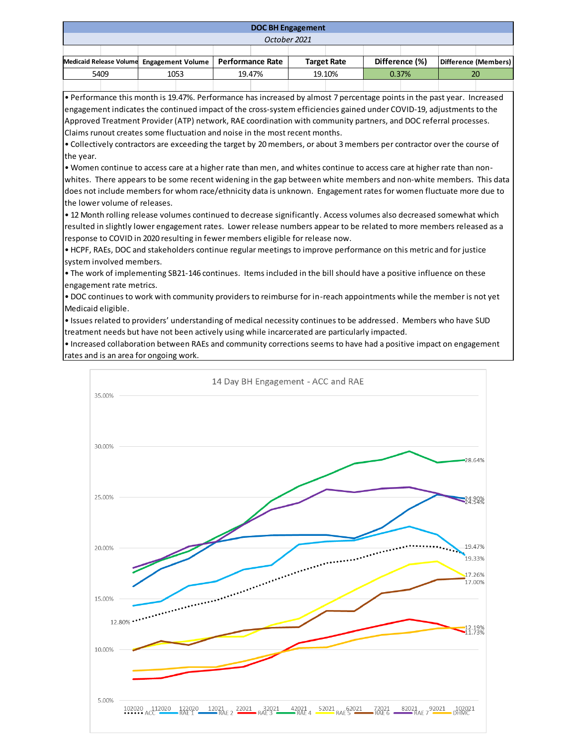## DOC BH Engagement

*October 2021*

| Medicaid Release Volume | Engagement Volume | Performance Rate | Target Rate | Difference (%) | Difference (Members) |
|---|---|---|---|---|---|
| 5409 | 1053 | 19.47% | 19.10% | 0.37% | 20 |

- Performance this month is 19.47%. Performance has increased by almost 7 percentage points in the past year. Increased engagement indicates the continued impact of the cross-system efficiencies gained under COVID-19, adjustments to the Approved Treatment Provider (ATP) network, RAE coordination with community partners, and DOC referral processes. Claims runout creates some fluctuation and noise in the most recent months.
- Collectively contractors are exceeding the target by 20 members, or about 3 members per contractor over the course of the year.
- Women continue to access care at a higher rate than men, and whites continue to access care at higher rate than non-whites. There appears to be some recent widening in the gap between white members and non-white members. This data does not include members for whom race/ethnicity data is unknown. Engagement rates for women fluctuate more due to the lower volume of releases.
- 12 Month rolling release volumes continued to decrease significantly. Access volumes also decreased somewhat which resulted in slightly lower engagement rates. Lower release numbers appear to be related to more members released as a response to COVID in 2020 resulting in fewer members eligible for release now.
- HCPF, RAEs, DOC and stakeholders continue regular meetings to improve performance on this metric and for justice system involved members.
- The work of implementing SB21-146 continues. Items included in the bill should have a positive influence on these engagement rate metrics.
- DOC continues to work with community providers to reimburse for in-reach appointments while the member is not yet Medicaid eligible.
- Issues related to providers' understanding of medical necessity continues to be addressed. Members who have SUD treatment needs but have not been actively using while incarcerated are particularly impacted.
- Increased collaboration between RAEs and community corrections seems to have had a positive impact on engagement rates and is an area for ongoing work.

**14 Day BH Engagement - ACC and RAE**

Y-axis: 5.00% – 35.00%. X-axis: 102020, 112020, 122020, 12021, 22021, 32021, 42021, 52021, 62021, 72021, 82021, 92021, 102021.

Series: ACC (dotted), RAE 1, RAE 2, RAE 3, RAE 4, RAE 5, RAE 6, RAE 7, DHMC.

Labeled values: ACC starts at 12.80% (102020). End values (102021): RAE 4 28.64%, RAE 2 24.90%, RAE 7 24.54%, ACC 19.47%, RAE 1 19.33%, RAE 5 17.26%, RAE 6 17.00%, DHMC 12.19%, RAE 3 11.73%.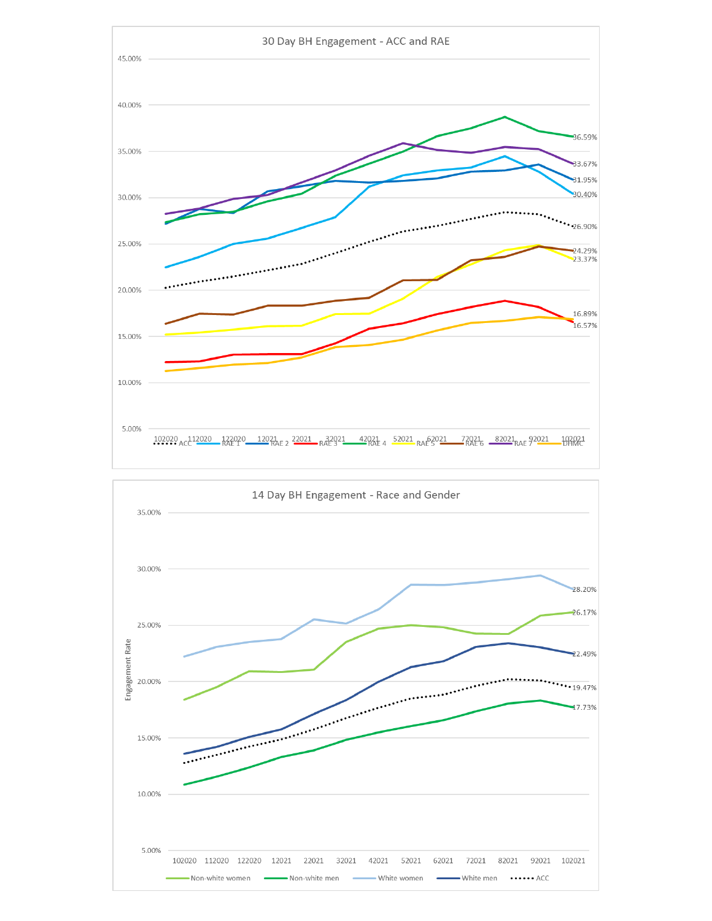## 30 Day BH Engagement - ACC and RAE

45.00%
40.00%
35.00%
30.00%
25.00%
20.00%
15.00%
10.00%
5.00%

102020 112020 122020 12021 22021 32021 42021 52021 62021 72021 82021 92021 102021

ACC, RAE 1, RAE 2, RAE 3, RAE 4, RAE 5, RAE 6, RAE 7, DHMC

36.59%
33.67%
31.95%
30.40%
26.90%
24.29%
23.37%
16.89%
16.57%

## 14 Day BH Engagement - Race and Gender

Engagement Rate

35.00%
30.00%
25.00%
20.00%
15.00%
10.00%
5.00%

102020 112020 122020 12021 22021 32021 42021 52021 62021 72021 82021 92021 102021

Non-white women, Non-white men, White women, White men, ACC

28.20%
26.17%
22.49%
19.47%
17.73%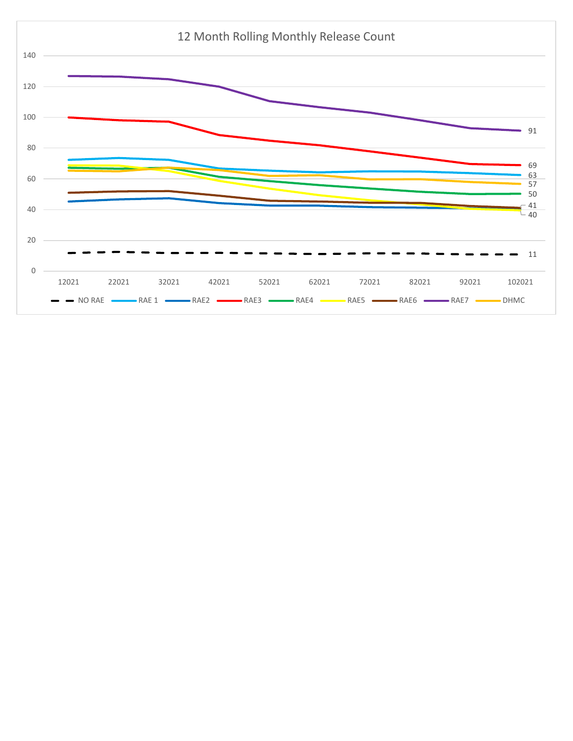12 Month Rolling Monthly Release Count

140
120
100
80
60
40
20
0

12021 22021 32021 42021 52021 62021 72021 82021 92021 102021

91
69
63
57
50
41
40
11

NO RAE, RAE 1, RAE2, RAE3, RAE4, RAE5, RAE6, RAE7, DHMC